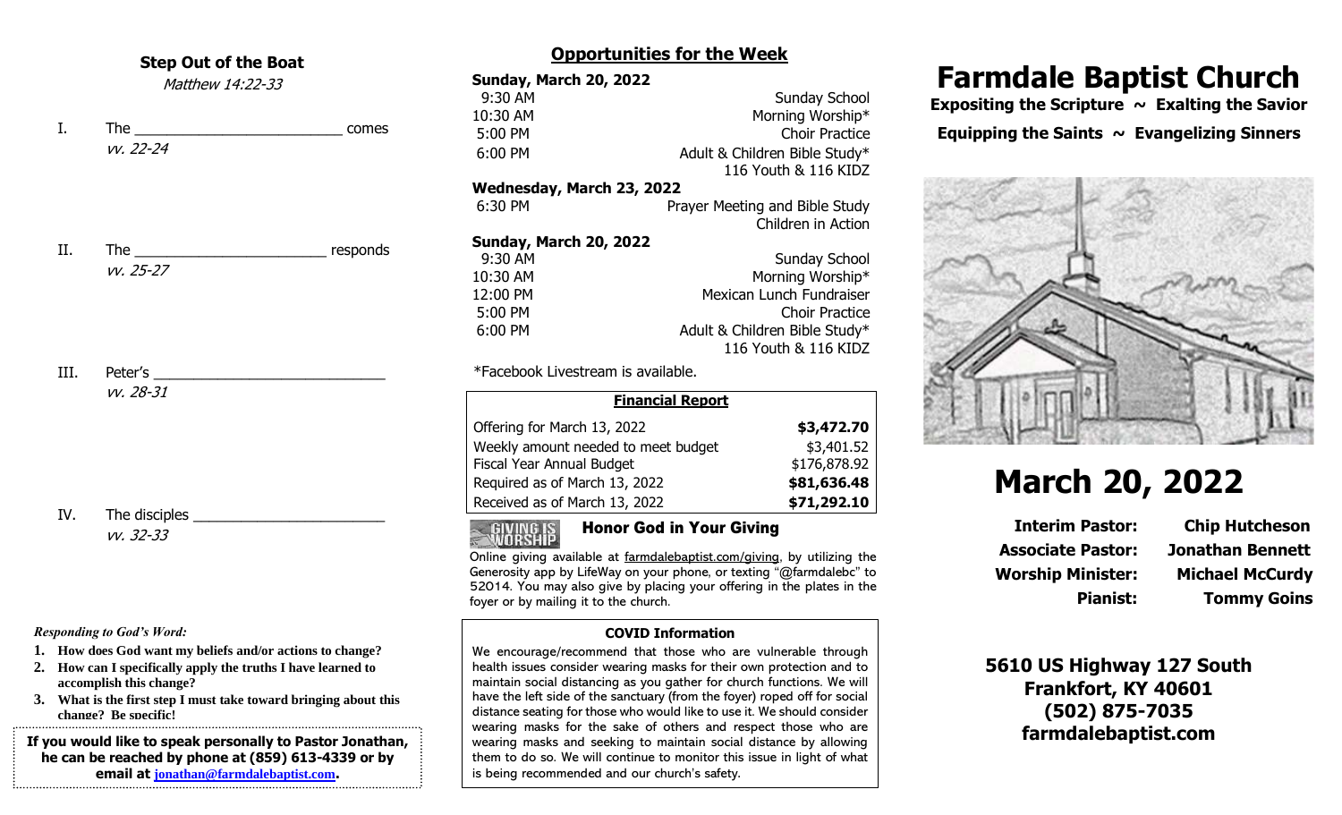## Step Out of the Boat

*Matthew 14:22-33*

I. The ________________________ comes
*vv. 22-24*

II. The ______________________ responds
*vv. 25-27*

III. Peter's ___________________________
*vv. 28-31*

IV. The disciples ______________________
*vv. 32-33*

***Responding to God's Word:***

1. **How does God want my beliefs and/or actions to change?**
2. **How can I specifically apply the truths I have learned to accomplish this change?**
3. **What is the first step I must take toward bringing about this change? Be specific!**

**If you would like to speak personally to Pastor Jonathan, he can be reached by phone at (859) 613-4339 or by email at jonathan@farmdalebaptist.com.**

## Opportunities for the Week

**Sunday, March 20, 2022**

| | |
|---|---|
| 9:30 AM | Sunday School |
| 10:30 AM | Morning Worship* |
| 5:00 PM | Choir Practice |
| 6:00 PM | Adult & Children Bible Study* 116 Youth & 116 KIDZ |

**Wednesday, March 23, 2022**

| | |
|---|---|
| 6:30 PM | Prayer Meeting and Bible Study Children in Action |

**Sunday, March 20, 2022**

| | |
|---|---|
| 9:30 AM | Sunday School |
| 10:30 AM | Morning Worship* |
| 12:00 PM | Mexican Lunch Fundraiser |
| 5:00 PM | Choir Practice |
| 6:00 PM | Adult & Children Bible Study* 116 Youth & 116 KIDZ |

*Facebook Livestream is available.

| **Financial Report** | |
|---|---|
| Offering for March 13, 2022 | **$3,472.70** |
| Weekly amount needed to meet budget | $3,401.52 |
| Fiscal Year Annual Budget | $176,878.92 |
| Required as of March 13, 2022 | **$81,636.48** |
| Received as of March 13, 2022 | **$71,292.10** |

### Honor God in Your Giving

GIVING IS WORSHIP

Online giving available at farmdalebaptist.com/giving, by utilizing the Generosity app by LifeWay on your phone, or texting "@farmdalebc" to 52014. You may also give by placing your offering in the plates in the foyer or by mailing it to the church.

### COVID Information

We encourage/recommend that those who are vulnerable through health issues consider wearing masks for their own protection and to maintain social distancing as you gather for church functions. We will have the left side of the sanctuary (from the foyer) roped off for social distance seating for those who would like to use it. We should consider wearing masks for the sake of others and respect those who are wearing masks and seeking to maintain social distance by allowing them to do so. We will continue to monitor this issue in light of what is being recommended and our church's safety.

# Farmdale Baptist Church

**Expositing the Scripture ~ Exalting the Savior**

**Equipping the Saints ~ Evangelizing Sinners**

# March 20, 2022

| | |
|---|---|
| **Interim Pastor:** | **Chip Hutcheson** |
| **Associate Pastor:** | **Jonathan Bennett** |
| **Worship Minister:** | **Michael McCurdy** |
| **Pianist:** | **Tommy Goins** |

**5610 US Highway 127 South**
**Frankfort, KY 40601**
**(502) 875-7035**
**farmdalebaptist.com**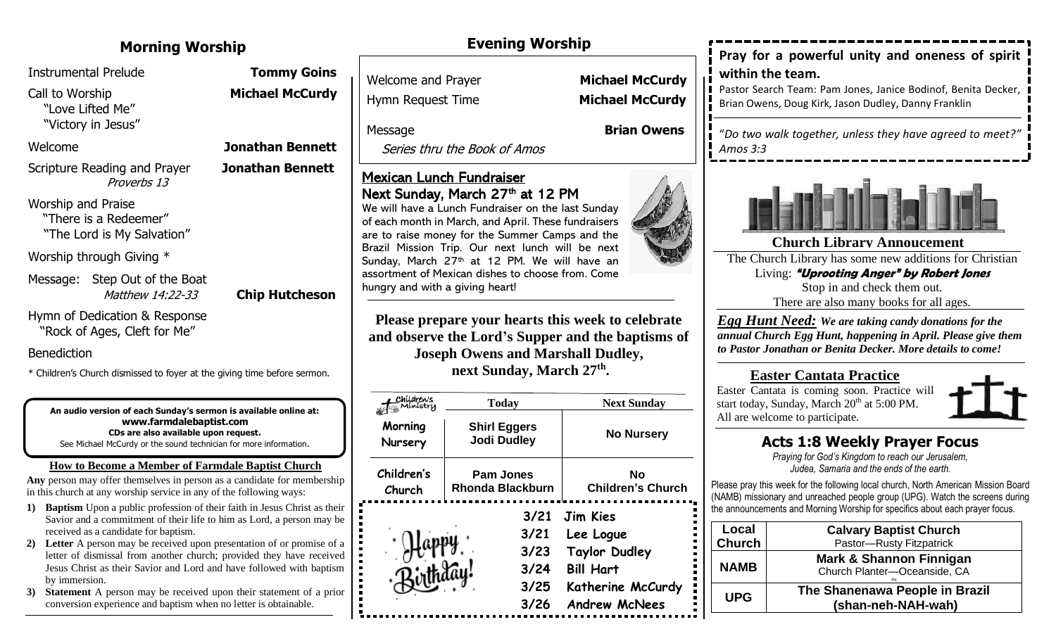## Morning Worship

Instrumental Prelude **Tommy Goins**

Call to Worship **Michael McCurdy**
"Love Lifted Me"
"Victory in Jesus"

Welcome **Jonathan Bennett**

Scripture Reading and Prayer **Jonathan Bennett**
*Proverbs 13*

Worship and Praise
"There is a Redeemer"
"The Lord is My Salvation"

Worship through Giving *

Message: Step Out of the Boat
*Matthew 14:22-33* **Chip Hutcheson**

Hymn of Dedication & Response
"Rock of Ages, Cleft for Me"

Benediction

* Children's Church dismissed to foyer at the giving time before sermon.

**An audio version of each Sunday's sermon is available online at:**
**www.farmdalebaptist.com**
**CDs are also available upon request.**
See Michael McCurdy or the sound technician for more information.

**How to Become a Member of Farmdale Baptist Church**

**Any** person may offer themselves in person as a candidate for membership in this church at any worship service in any of the following ways:

1) **Baptism** Upon a public profession of their faith in Jesus Christ as their Savior and a commitment of their life to him as Lord, a person may be received as a candidate for baptism.
2) **Letter** A person may be received upon presentation of or promise of a letter of dismissal from another church; provided they have received Jesus Christ as their Savior and Lord and have followed with baptism by immersion.
3) **Statement** A person may be received upon their statement of a prior conversion experience and baptism when no letter is obtainable.

## Evening Worship

Welcome and Prayer **Michael McCurdy**
Hymn Request Time **Michael McCurdy**
Message **Brian Owens**
*Series thru the Book of Amos*

### Mexican Lunch Fundraiser
### Next Sunday, March 27th at 12 PM

We will have a Lunch Fundraiser on the last Sunday of each month in March, and April. These fundraisers are to raise money for the Summer Camps and the Brazil Mission Trip. Our next lunch will be next Sunday, March 27th at 12 PM. We will have an assortment of Mexican dishes to choose from. Come hungry and with a giving heart!

**Please prepare your hearts this week to celebrate and observe the Lord's Supper and the baptisms of Joseph Owens and Marshall Dudley, next Sunday, March 27th.**

| Children's Ministry | Today | Next Sunday |
|---|---|---|
| Morning Nursery | Shirl Eggers<br>Jodi Dudley | No Nursery |
| Children's Church | Pam Jones<br>Rhonda Blackburn | No Children's Church |

**Happy Birthday!**

3/21 Jim Kies
3/21 Lee Logue
3/23 Taylor Dudley
3/24 Bill Hart
3/25 Katherine McCurdy
3/26 Andrew McNees

**Pray for a powerful unity and oneness of spirit within the team.**

Pastor Search Team: Pam Jones, Janice Bodinof, Benita Decker, Brian Owens, Doug Kirk, Jason Dudley, Danny Franklin

"*Do two walk together, unless they have agreed to meet?" Amos 3:3*

### Church Library Annoucement

The Church Library has some new additions for Christian Living: ***"Uprooting Anger" by Robert Jones***
Stop in and check them out.
There are also many books for all ages.

***Egg Hunt Need:*** ***We are taking candy donations for the annual Church Egg Hunt, happening in April. Please give them to Pastor Jonathan or Benita Decker. More details to come!***

### Easter Cantata Practice

Easter Cantata is coming soon. Practice will start today, Sunday, March 20th at 5:00 PM. All are welcome to participate.

## Acts 1:8 Weekly Prayer Focus

*Praying for God's Kingdom to reach our Jerusalem, Judea, Samaria and the ends of the earth.*

Please pray this week for the following local church, North American Mission Board (NAMB) missionary and unreached people group (UPG). Watch the screens during the announcements and Morning Worship for specifics about each prayer focus.

| | |
|---|---|
| Local Church | **Calvary Baptist Church**<br>Pastor—Rusty Fitzpatrick |
| NAMB | **Mark & Shannon Finnigan**<br>Church Planter—Oceanside, CA |
| UPG | **The Shanenawa People in Brazil (shan-neh-NAH-wah)** |